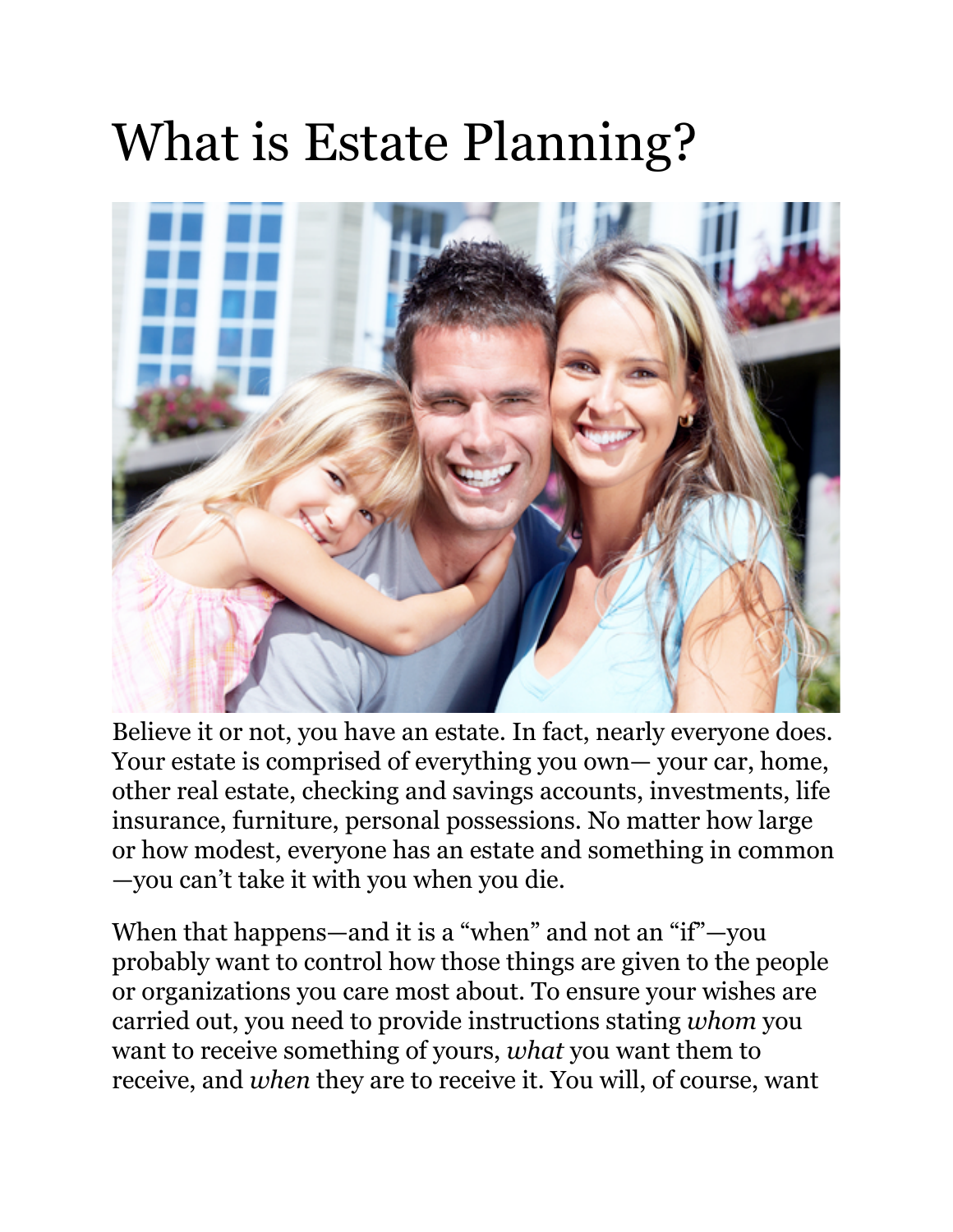# What is Estate Planning?

Believe it or not, you have an estate. In fact, nearly everyone does. Your estate is comprised of everything you own— your car, home, other real estate, checking and savings accounts, investments, life insurance, furniture, personal possessions. No matter how large or how modest, everyone has an estate and something in common —you can't take it with you when you die.

When that happens—and it is a "when" and not an "if"—you probably want to control how those things are given to the people or organizations you care most about. To ensure your wishes are carried out, you need to provide instructions stating *whom* you want to receive something of yours, *what* you want them to receive, and *when* they are to receive it. You will, of course, want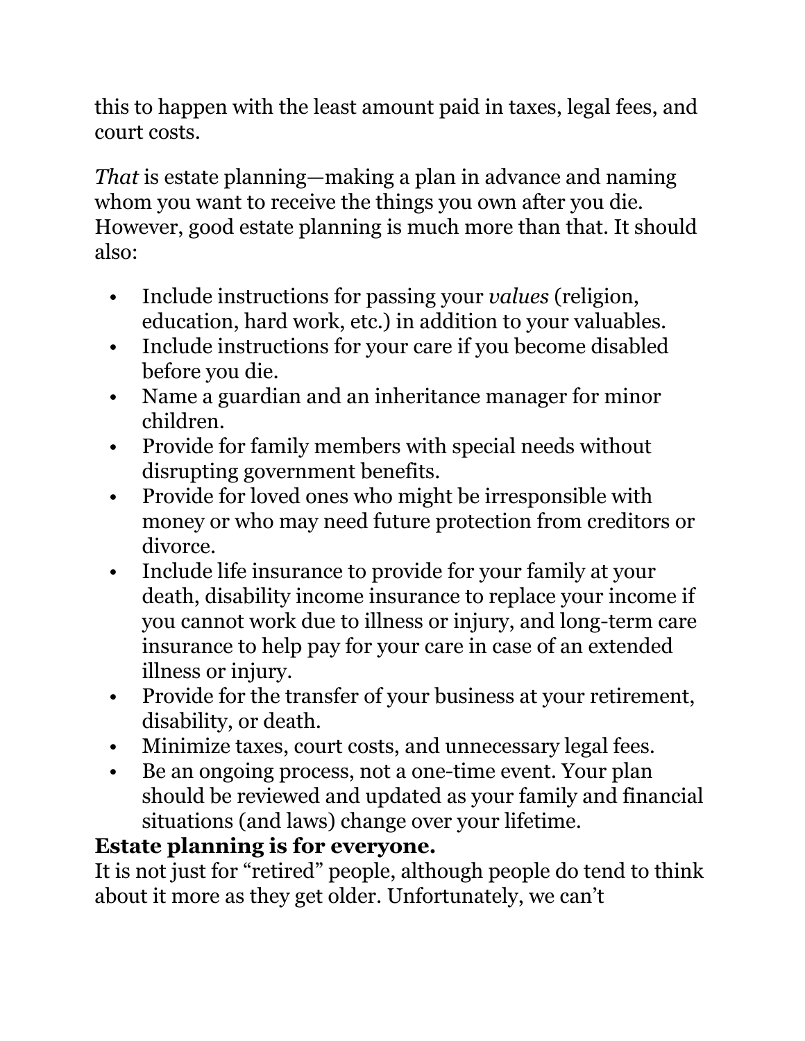this to happen with the least amount paid in taxes, legal fees, and court costs.

*That* is estate planning—making a plan in advance and naming whom you want to receive the things you own after you die. However, good estate planning is much more than that. It should also:

- Include instructions for passing your *values* (religion, education, hard work, etc.) in addition to your valuables.
- Include instructions for your care if you become disabled before you die.
- Name a guardian and an inheritance manager for minor children.
- Provide for family members with special needs without disrupting government benefits.
- Provide for loved ones who might be irresponsible with money or who may need future protection from creditors or divorce.
- Include life insurance to provide for your family at your death, disability income insurance to replace your income if you cannot work due to illness or injury, and long-term care insurance to help pay for your care in case of an extended illness or injury.
- Provide for the transfer of your business at your retirement, disability, or death.
- Minimize taxes, court costs, and unnecessary legal fees.
- Be an ongoing process, not a one-time event. Your plan should be reviewed and updated as your family and financial situations (and laws) change over your lifetime.

**Estate planning is for everyone.**

It is not just for "retired" people, although people do tend to think about it more as they get older. Unfortunately, we can't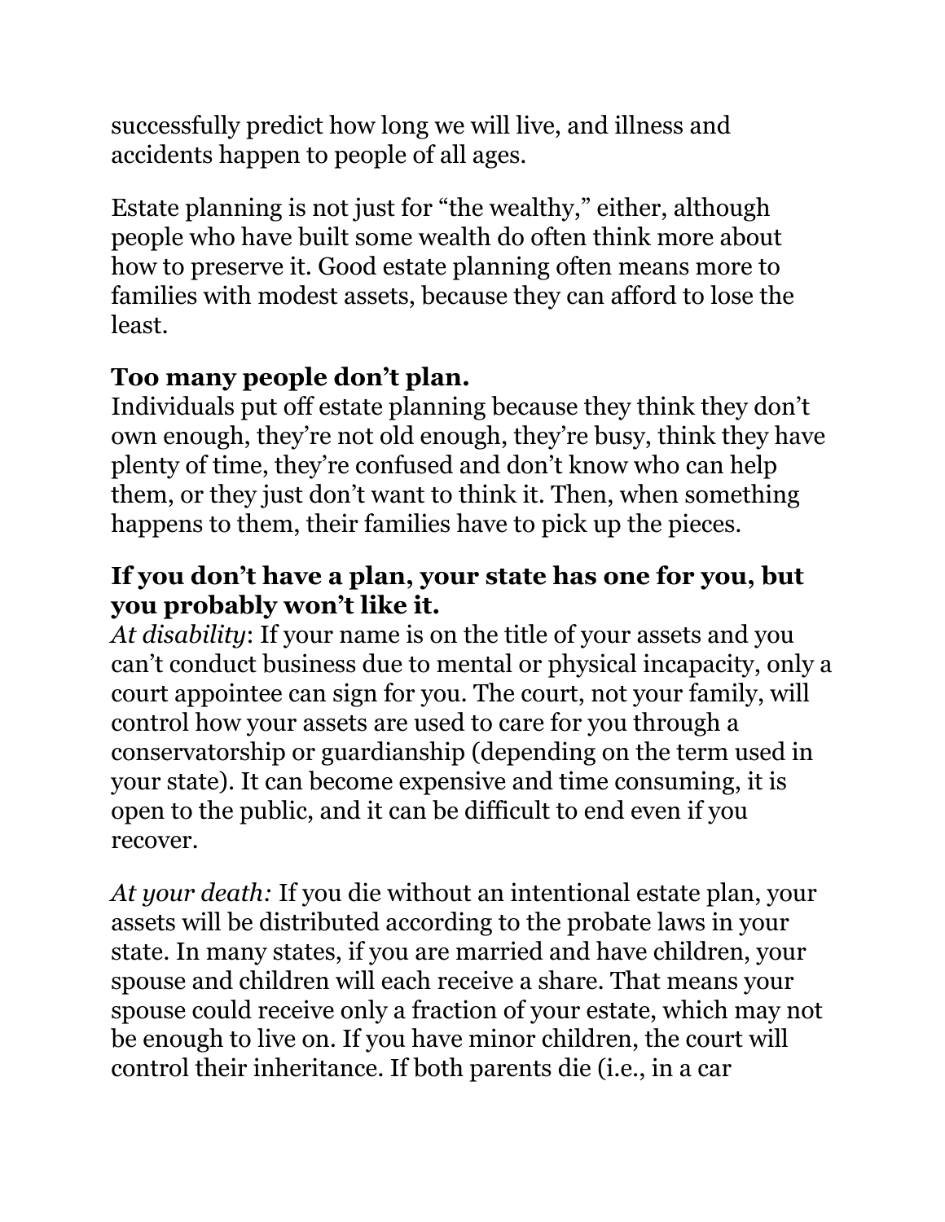successfully predict how long we will live, and illness and accidents happen to people of all ages.

Estate planning is not just for "the wealthy," either, although people who have built some wealth do often think more about how to preserve it. Good estate planning often means more to families with modest assets, because they can afford to lose the least.

**Too many people don't plan.**

Individuals put off estate planning because they think they don't own enough, they're not old enough, they're busy, think they have plenty of time, they're confused and don't know who can help them, or they just don't want to think it. Then, when something happens to them, their families have to pick up the pieces.

**If you don't have a plan, your state has one for you, but you probably won't like it.**

*At disability*: If your name is on the title of your assets and you can't conduct business due to mental or physical incapacity, only a court appointee can sign for you. The court, not your family, will control how your assets are used to care for you through a conservatorship or guardianship (depending on the term used in your state). It can become expensive and time consuming, it is open to the public, and it can be difficult to end even if you recover.

*At your death:* If you die without an intentional estate plan, your assets will be distributed according to the probate laws in your state. In many states, if you are married and have children, your spouse and children will each receive a share. That means your spouse could receive only a fraction of your estate, which may not be enough to live on. If you have minor children, the court will control their inheritance. If both parents die (i.e., in a car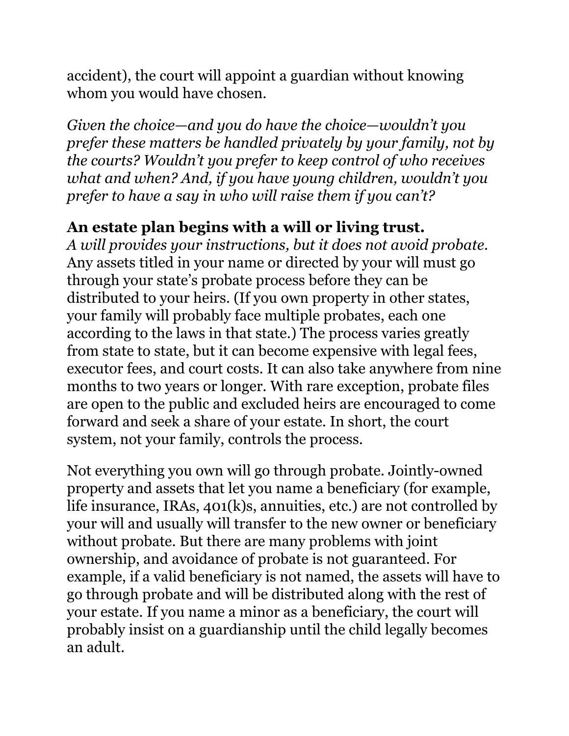accident), the court will appoint a guardian without knowing whom you would have chosen.

*Given the choice—and you do have the choice—wouldn't you prefer these matters be handled privately by your family, not by the courts? Wouldn't you prefer to keep control of who receives what and when? And, if you have young children, wouldn't you prefer to have a say in who will raise them if you can't?*

**An estate plan begins with a will or living trust.**
*A will provides your instructions, but it does not avoid probate.* Any assets titled in your name or directed by your will must go through your state's probate process before they can be distributed to your heirs. (If you own property in other states, your family will probably face multiple probates, each one according to the laws in that state.) The process varies greatly from state to state, but it can become expensive with legal fees, executor fees, and court costs. It can also take anywhere from nine months to two years or longer. With rare exception, probate files are open to the public and excluded heirs are encouraged to come forward and seek a share of your estate. In short, the court system, not your family, controls the process.

Not everything you own will go through probate. Jointly-owned property and assets that let you name a beneficiary (for example, life insurance, IRAs, 401(k)s, annuities, etc.) are not controlled by your will and usually will transfer to the new owner or beneficiary without probate. But there are many problems with joint ownership, and avoidance of probate is not guaranteed. For example, if a valid beneficiary is not named, the assets will have to go through probate and will be distributed along with the rest of your estate. If you name a minor as a beneficiary, the court will probably insist on a guardianship until the child legally becomes an adult.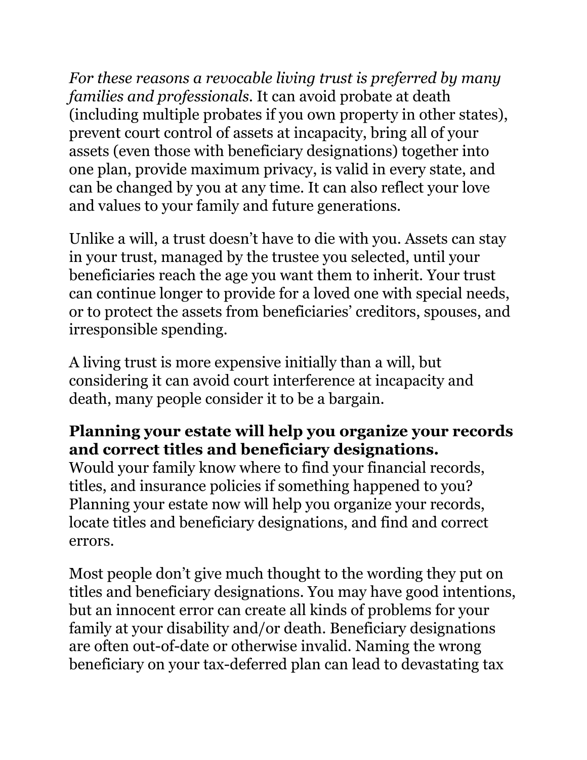*For these reasons a revocable living trust is preferred by many families and professionals.* It can avoid probate at death (including multiple probates if you own property in other states), prevent court control of assets at incapacity, bring all of your assets (even those with beneficiary designations) together into one plan, provide maximum privacy, is valid in every state, and can be changed by you at any time. It can also reflect your love and values to your family and future generations.

Unlike a will, a trust doesn't have to die with you. Assets can stay in your trust, managed by the trustee you selected, until your beneficiaries reach the age you want them to inherit. Your trust can continue longer to provide for a loved one with special needs, or to protect the assets from beneficiaries' creditors, spouses, and irresponsible spending.

A living trust is more expensive initially than a will, but considering it can avoid court interference at incapacity and death, many people consider it to be a bargain.

**Planning your estate will help you organize your records and correct titles and beneficiary designations.**
Would your family know where to find your financial records, titles, and insurance policies if something happened to you? Planning your estate now will help you organize your records, locate titles and beneficiary designations, and find and correct errors.

Most people don't give much thought to the wording they put on titles and beneficiary designations. You may have good intentions, but an innocent error can create all kinds of problems for your family at your disability and/or death. Beneficiary designations are often out-of-date or otherwise invalid. Naming the wrong beneficiary on your tax-deferred plan can lead to devastating tax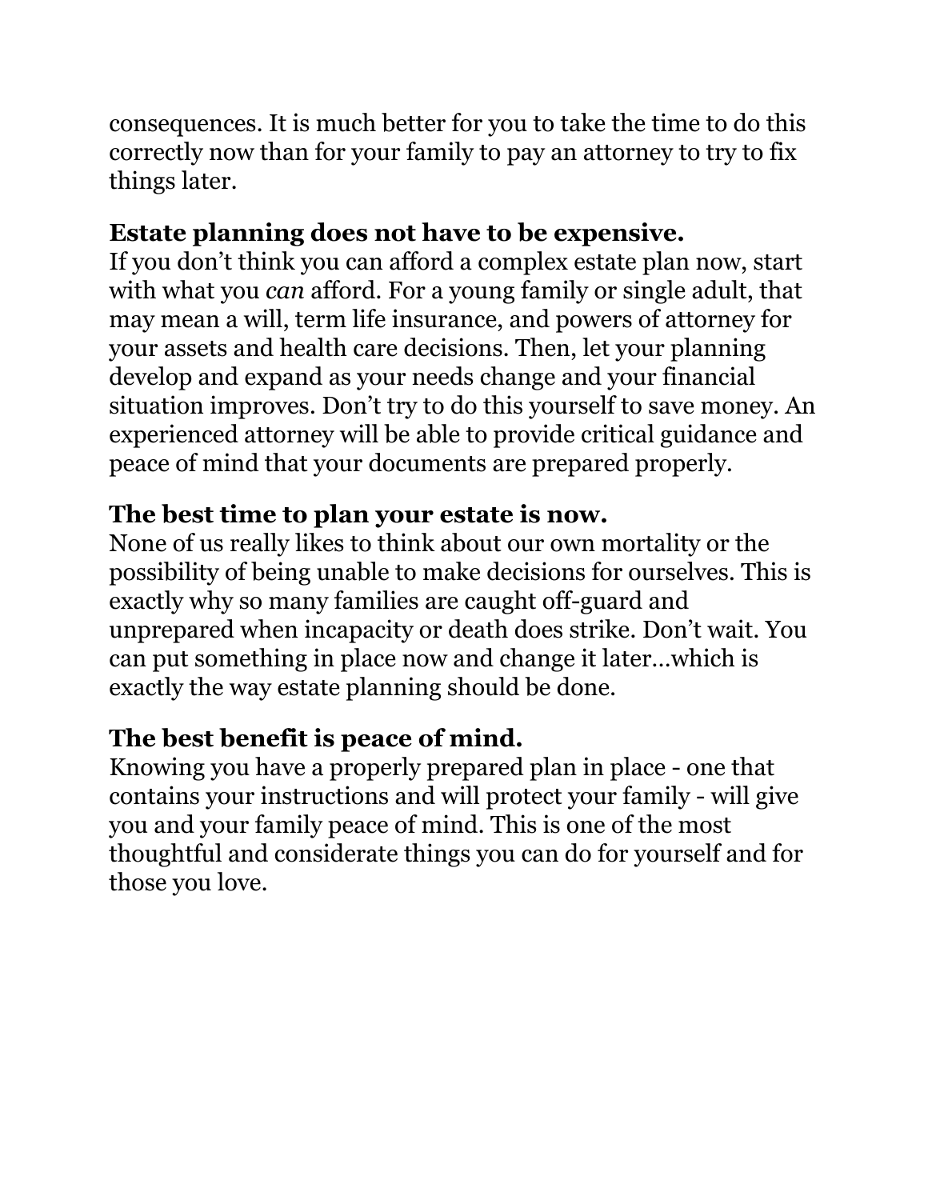consequences. It is much better for you to take the time to do this correctly now than for your family to pay an attorney to try to fix things later.

**Estate planning does not have to be expensive.**
If you don't think you can afford a complex estate plan now, start with what you *can* afford. For a young family or single adult, that may mean a will, term life insurance, and powers of attorney for your assets and health care decisions. Then, let your planning develop and expand as your needs change and your financial situation improves. Don't try to do this yourself to save money. An experienced attorney will be able to provide critical guidance and peace of mind that your documents are prepared properly.

**The best time to plan your estate is now.**
None of us really likes to think about our own mortality or the possibility of being unable to make decisions for ourselves. This is exactly why so many families are caught off-guard and unprepared when incapacity or death does strike. Don't wait. You can put something in place now and change it later…which is exactly the way estate planning should be done.

**The best benefit is peace of mind.**
Knowing you have a properly prepared plan in place - one that contains your instructions and will protect your family - will give you and your family peace of mind. This is one of the most thoughtful and considerate things you can do for yourself and for those you love.